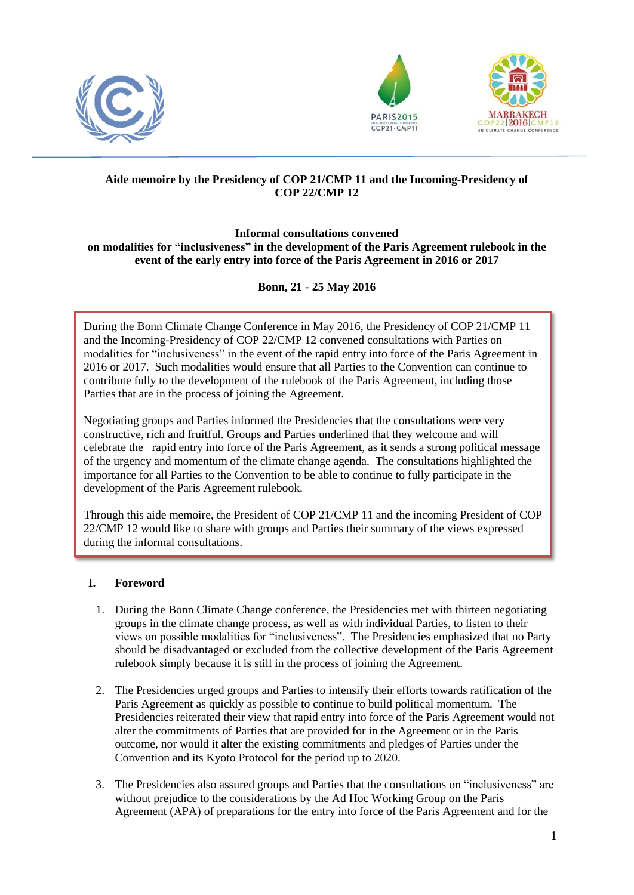**Aide memoire by the Presidency of COP 21/CMP 11 and the Incoming-Presidency of COP 22/CMP 12**

**Informal consultations convened on modalities for "inclusiveness" in the development of the Paris Agreement rulebook in the event of the early entry into force of the Paris Agreement in 2016 or 2017**

**Bonn, 21 - 25 May 2016**

During the Bonn Climate Change Conference in May 2016, the Presidency of COP 21/CMP 11 and the Incoming-Presidency of COP 22/CMP 12 convened consultations with Parties on modalities for "inclusiveness" in the event of the rapid entry into force of the Paris Agreement in 2016 or 2017. Such modalities would ensure that all Parties to the Convention can continue to contribute fully to the development of the rulebook of the Paris Agreement, including those Parties that are in the process of joining the Agreement.

Negotiating groups and Parties informed the Presidencies that the consultations were very constructive, rich and fruitful. Groups and Parties underlined that they welcome and will celebrate the rapid entry into force of the Paris Agreement, as it sends a strong political message of the urgency and momentum of the climate change agenda. The consultations highlighted the importance for all Parties to the Convention to be able to continue to fully participate in the development of the Paris Agreement rulebook.

Through this aide memoire, the President of COP 21/CMP 11 and the incoming President of COP 22/CMP 12 would like to share with groups and Parties their summary of the views expressed during the informal consultations.

## I. Foreword

1. During the Bonn Climate Change conference, the Presidencies met with thirteen negotiating groups in the climate change process, as well as with individual Parties, to listen to their views on possible modalities for "inclusiveness". The Presidencies emphasized that no Party should be disadvantaged or excluded from the collective development of the Paris Agreement rulebook simply because it is still in the process of joining the Agreement.

2. The Presidencies urged groups and Parties to intensify their efforts towards ratification of the Paris Agreement as quickly as possible to continue to build political momentum. The Presidencies reiterated their view that rapid entry into force of the Paris Agreement would not alter the commitments of Parties that are provided for in the Agreement or in the Paris outcome, nor would it alter the existing commitments and pledges of Parties under the Convention and its Kyoto Protocol for the period up to 2020.

3. The Presidencies also assured groups and Parties that the consultations on "inclusiveness" are without prejudice to the considerations by the Ad Hoc Working Group on the Paris Agreement (APA) of preparations for the entry into force of the Paris Agreement and for the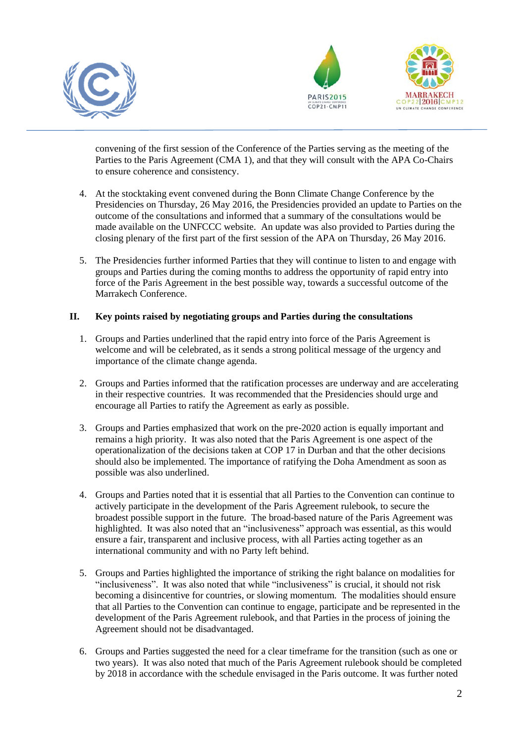convening of the first session of the Conference of the Parties serving as the meeting of the Parties to the Paris Agreement (CMA 1), and that they will consult with the APA Co-Chairs to ensure coherence and consistency.

4. At the stocktaking event convened during the Bonn Climate Change Conference by the Presidencies on Thursday, 26 May 2016, the Presidencies provided an update to Parties on the outcome of the consultations and informed that a summary of the consultations would be made available on the UNFCCC website. An update was also provided to Parties during the closing plenary of the first part of the first session of the APA on Thursday, 26 May 2016.

5. The Presidencies further informed Parties that they will continue to listen to and engage with groups and Parties during the coming months to address the opportunity of rapid entry into force of the Paris Agreement in the best possible way, towards a successful outcome of the Marrakech Conference.

## II. Key points raised by negotiating groups and Parties during the consultations

1. Groups and Parties underlined that the rapid entry into force of the Paris Agreement is welcome and will be celebrated, as it sends a strong political message of the urgency and importance of the climate change agenda.

2. Groups and Parties informed that the ratification processes are underway and are accelerating in their respective countries. It was recommended that the Presidencies should urge and encourage all Parties to ratify the Agreement as early as possible.

3. Groups and Parties emphasized that work on the pre-2020 action is equally important and remains a high priority. It was also noted that the Paris Agreement is one aspect of the operationalization of the decisions taken at COP 17 in Durban and that the other decisions should also be implemented. The importance of ratifying the Doha Amendment as soon as possible was also underlined.

4. Groups and Parties noted that it is essential that all Parties to the Convention can continue to actively participate in the development of the Paris Agreement rulebook, to secure the broadest possible support in the future. The broad-based nature of the Paris Agreement was highlighted. It was also noted that an "inclusiveness" approach was essential, as this would ensure a fair, transparent and inclusive process, with all Parties acting together as an international community and with no Party left behind.

5. Groups and Parties highlighted the importance of striking the right balance on modalities for "inclusiveness". It was also noted that while "inclusiveness" is crucial, it should not risk becoming a disincentive for countries, or slowing momentum. The modalities should ensure that all Parties to the Convention can continue to engage, participate and be represented in the development of the Paris Agreement rulebook, and that Parties in the process of joining the Agreement should not be disadvantaged.

6. Groups and Parties suggested the need for a clear timeframe for the transition (such as one or two years). It was also noted that much of the Paris Agreement rulebook should be completed by 2018 in accordance with the schedule envisaged in the Paris outcome. It was further noted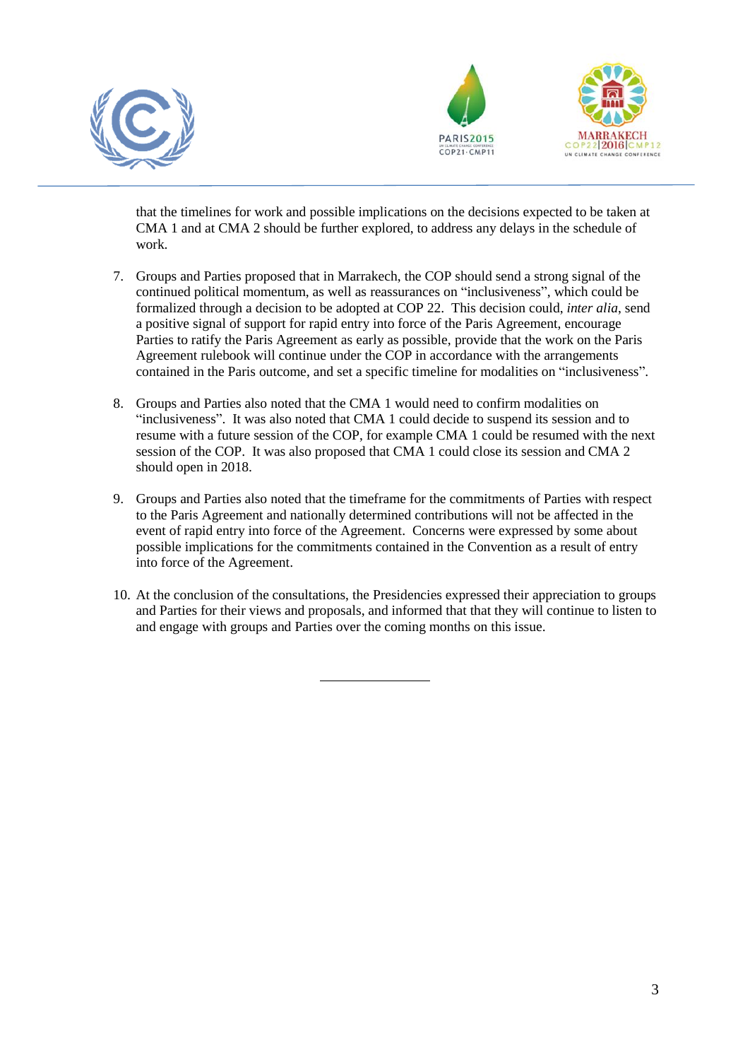that the timelines for work and possible implications on the decisions expected to be taken at CMA 1 and at CMA 2 should be further explored, to address any delays in the schedule of work.

7. Groups and Parties proposed that in Marrakech, the COP should send a strong signal of the continued political momentum, as well as reassurances on "inclusiveness", which could be formalized through a decision to be adopted at COP 22. This decision could, *inter alia*, send a positive signal of support for rapid entry into force of the Paris Agreement, encourage Parties to ratify the Paris Agreement as early as possible, provide that the work on the Paris Agreement rulebook will continue under the COP in accordance with the arrangements contained in the Paris outcome, and set a specific timeline for modalities on "inclusiveness".

8. Groups and Parties also noted that the CMA 1 would need to confirm modalities on "inclusiveness". It was also noted that CMA 1 could decide to suspend its session and to resume with a future session of the COP, for example CMA 1 could be resumed with the next session of the COP. It was also proposed that CMA 1 could close its session and CMA 2 should open in 2018.

9. Groups and Parties also noted that the timeframe for the commitments of Parties with respect to the Paris Agreement and nationally determined contributions will not be affected in the event of rapid entry into force of the Agreement. Concerns were expressed by some about possible implications for the commitments contained in the Convention as a result of entry into force of the Agreement.

10. At the conclusion of the consultations, the Presidencies expressed their appreciation to groups and Parties for their views and proposals, and informed that that they will continue to listen to and engage with groups and Parties over the coming months on this issue.